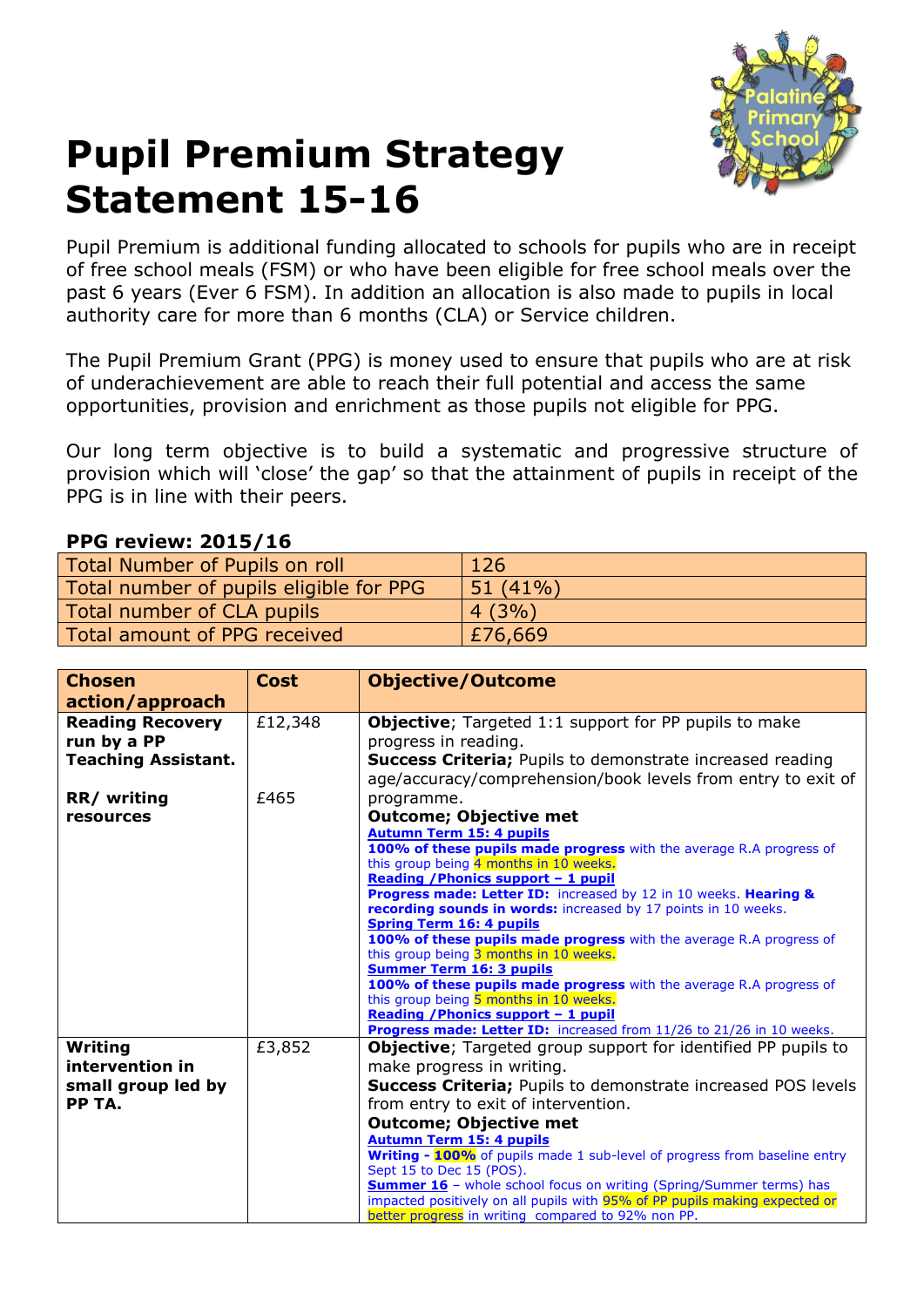// Palatine Primary School

# Pupil Premium Strategy Statement 15-16

Pupil Premium is additional funding allocated to schools for pupils who are in receipt of free school meals (FSM) or who have been eligible for free school meals over the past 6 years (Ever 6 FSM). In addition an allocation is also made to pupils in local authority care for more than 6 months (CLA) or Service children.

The Pupil Premium Grant (PPG) is money used to ensure that pupils who are at risk of underachievement are able to reach their full potential and access the same opportunities, provision and enrichment as those pupils not eligible for PPG.

Our long term objective is to build a systematic and progressive structure of provision which will 'close' the gap' so that the attainment of pupils in receipt of the PPG is in line with their peers.

**PPG review: 2015/16**

| | |
|---|---|
| Total Number of Pupils on roll | 126 |
| Total number of pupils eligible for PPG | 51 (41%) |
| Total number of CLA pupils | 4 (3%) |
| Total amount of PPG received | £76,669 |

| Chosen action/approach | Cost | Objective/Outcome |
|---|---|---|
| **Reading Recovery run by a PP Teaching Assistant.**<br><br>**RR/ writing resources** | £12,348<br><br>£465 | **Objective**; Targeted 1:1 support for PP pupils to make progress in reading.<br>**Success Criteria;** Pupils to demonstrate increased reading age/accuracy/comprehension/book levels from entry to exit of programme.<br>**Outcome; Objective met**<br>**Autumn Term 15: 4 pupils**<br>**100% of these pupils made progress** with the average R.A progress of this group being 4 months in 10 weeks.<br>**Reading /Phonics support – 1 pupil**<br>**Progress made: Letter ID:** increased by 12 in 10 weeks. **Hearing & recording sounds in words:** increased by 17 points in 10 weeks.<br>**Spring Term 16: 4 pupils**<br>**100% of these pupils made progress** with the average R.A progress of this group being 3 months in 10 weeks.<br>**Summer Term 16: 3 pupils**<br>**100% of these pupils made progress** with the average R.A progress of this group being 5 months in 10 weeks.<br>**Reading /Phonics support – 1 pupil**<br>**Progress made: Letter ID:** increased from 11/26 to 21/26 in 10 weeks. |
| **Writing intervention in small group led by PP TA.** | £3,852 | **Objective**; Targeted group support for identified PP pupils to make progress in writing.<br>**Success Criteria;** Pupils to demonstrate increased POS levels from entry to exit of intervention.<br>**Outcome; Objective met**<br>**Autumn Term 15: 4 pupils**<br>**Writing - 100%** of pupils made 1 sub-level of progress from baseline entry Sept 15 to Dec 15 (POS).<br>**Summer 16** – whole school focus on writing (Spring/Summer terms) has impacted positively on all pupils with 95% of PP pupils making expected or better progress in writing compared to 92% non PP. |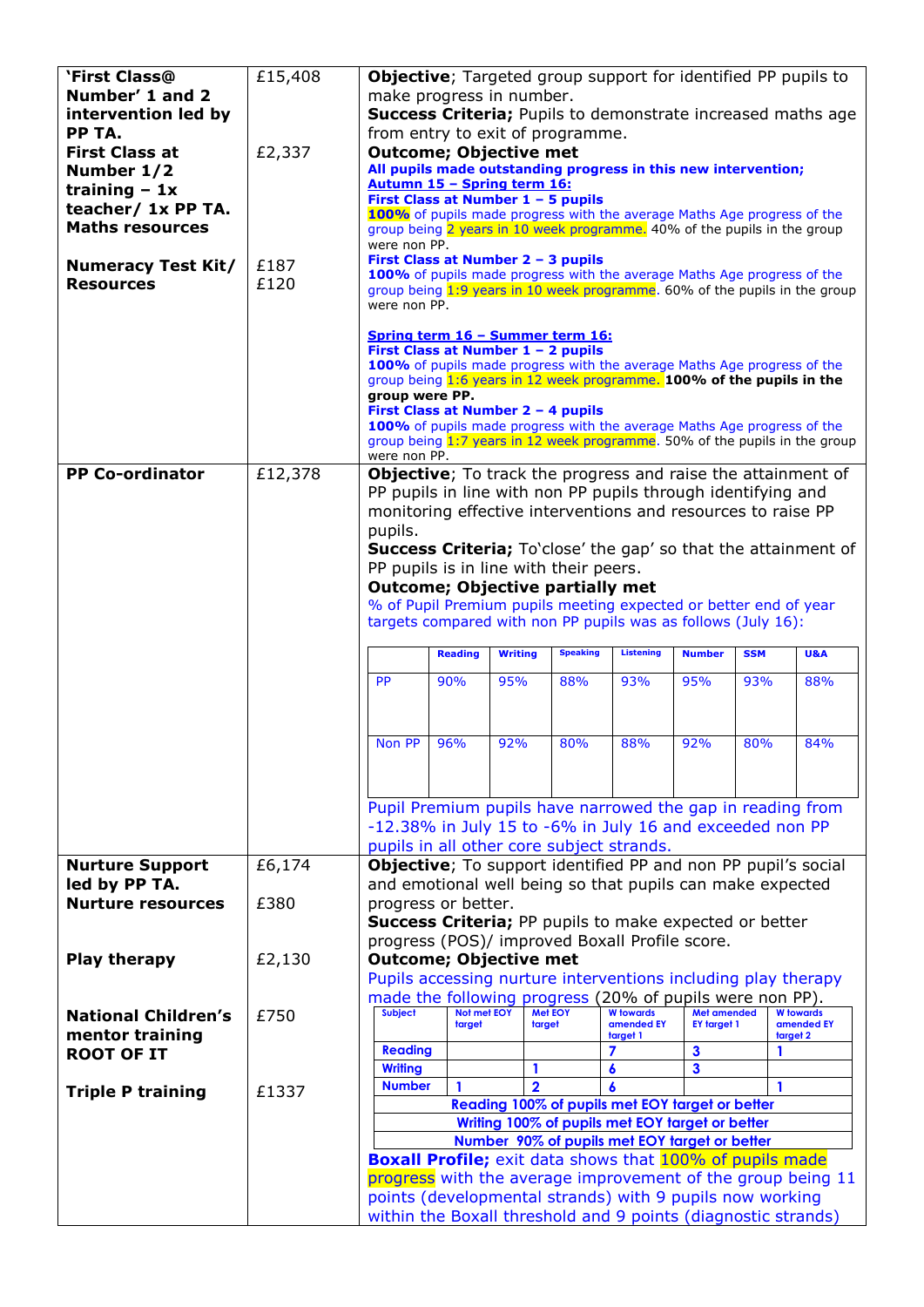| | | |
|---|---|---|
| **'First Class@ Number' 1 and 2 intervention led by PP TA.**<br>**First Class at Number 1/2 training – 1x teacher/ 1x PP TA. Maths resources**<br><br>**Numeracy Test Kit/ Resources** | £15,408<br><br>£2,337<br><br><br>£187<br>£120 | **Objective**; Targeted group support for identified PP pupils to make progress in number.<br>**Success Criteria;** Pupils to demonstrate increased maths age from entry to exit of programme.<br>**Outcome; Objective met**<br>**All pupils made outstanding progress in this new intervention;**<br>**Autumn 15 – Spring term 16:**<br>**First Class at Number 1 – 5 pupils**<br>**100%** of pupils made progress with the average Maths Age progress of the group being 2 years in 10 week programme. 40% of the pupils in the group were non PP.<br>**First Class at Number 2 – 3 pupils**<br>**100%** of pupils made progress with the average Maths Age progress of the group being 1:9 years in 10 week programme. 60% of the pupils in the group were non PP.<br><br>**Spring term 16 – Summer term 16:**<br>**First Class at Number 1 – 2 pupils**<br>**100%** of pupils made progress with the average Maths Age progress of the group being 1:6 years in 12 week programme. **100% of the pupils in the group were PP.**<br>**First Class at Number 2 – 4 pupils**<br>**100%** of pupils made progress with the average Maths Age progress of the group being 1:7 years in 12 week programme. 50% of the pupils in the group were non PP. |
| **PP Co-ordinator** | £12,378 | **Objective**; To track the progress and raise the attainment of PP pupils in line with non PP pupils through identifying and monitoring effective interventions and resources to raise PP pupils.<br>**Success Criteria;** To'close' the gap' so that the attainment of PP pupils is in line with their peers.<br>**Outcome; Objective partially met**<br>% of Pupil Premium pupils meeting expected or better end of year targets compared with non PP pupils was as follows (July 16): |
| **Nurture Support led by PP TA.**<br>**Nurture resources**<br><br>**Play therapy**<br><br>**National Children's mentor training ROOT OF IT**<br><br>**Triple P training** | £6,174<br><br>£380<br><br>£2,130<br><br>£750<br><br><br>£1337 | **Objective**; To support identified PP and non PP pupil's social and emotional well being so that pupils can make expected progress or better.<br>**Success Criteria;** PP pupils to make expected or better progress (POS)/ improved Boxall Profile score.<br>**Outcome; Objective met**<br>Pupils accessing nurture interventions including play therapy made the following progress (20% of pupils were non PP). |

PP Co-ordinator outcome table (July 16):

| | Reading | Writing | Speaking | Listening | Number | SSM | U&A |
|---|---|---|---|---|---|---|---|
| PP | 90% | 95% | 88% | 93% | 95% | 93% | 88% |
| Non PP | 96% | 92% | 80% | 88% | 92% | 80% | 84% |

Pupil Premium pupils have narrowed the gap in reading from -12.38% in July 15 to -6% in July 16 and exceeded non PP pupils in all other core subject strands.

Nurture Support outcome table:

| Subject | Not met EOY target | Met EOY target | W towards amended EY target 1 | Met amended EY target 1 | W towards amended EY target 2 |
|---|---|---|---|---|---|
| Reading | | | 7 | 3 | 1 |
| Writing | | 1 | 6 | 3 | |
| Number | 1 | 2 | 6 | | 1 |
| **Reading 100% of pupils met EOY target or better** | | | | | |
| **Writing 100% of pupils met EOY target or better** | | | | | |
| **Number 90% of pupils met EOY target or better** | | | | | |

**Boxall Profile;** exit data shows that 100% of pupils made progress with the average improvement of the group being 11 points (developmental strands) with 9 pupils now working within the Boxall threshold and 9 points (diagnostic strands)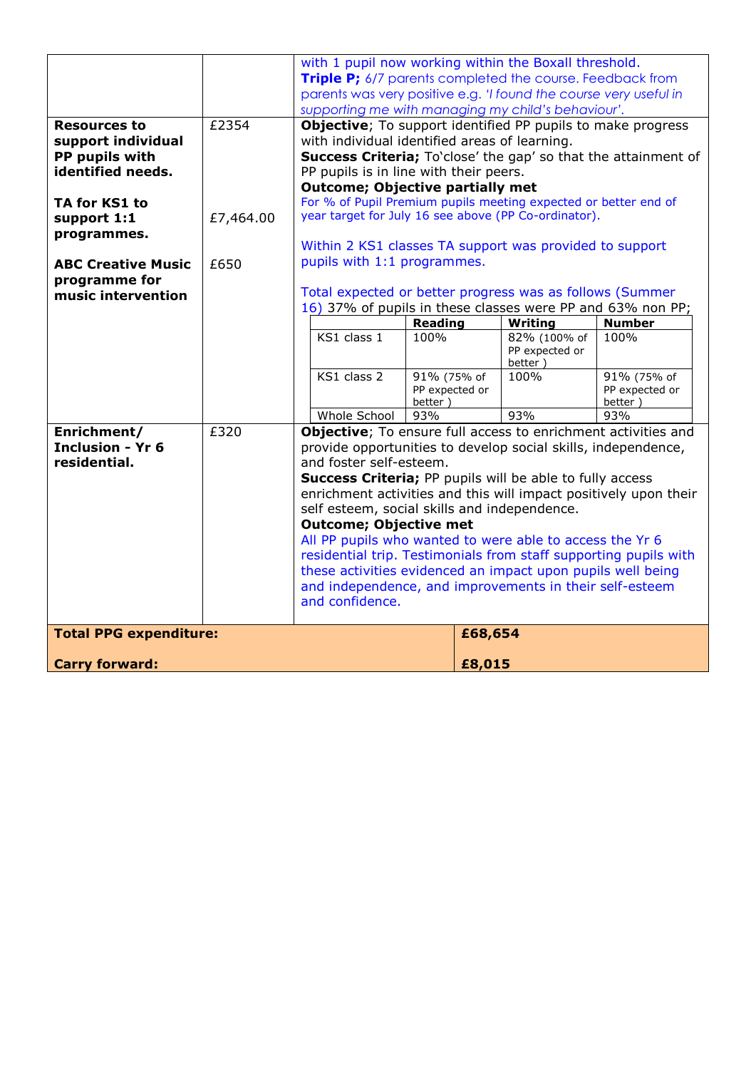| | | |
|---|---|---|
| | | with 1 pupil now working within the Boxall threshold.<br>**Triple P;** 6/7 parents completed the course. Feedback from parents was very positive e.g. *'I found the course very useful in supporting me with managing my child's behaviour'.* |
| **Resources to support individual PP pupils with identified needs.**<br><br>**TA for KS1 to support 1:1 programmes.**<br><br>**ABC Creative Music programme for music intervention** | £2354<br><br><br>£7,464.00<br><br><br>£650 | **Objective**; To support identified PP pupils to make progress with individual identified areas of learning.<br>**Success Criteria;** To'close' the gap' so that the attainment of PP pupils is in line with their peers.<br>**Outcome; Objective partially met**<br>For % of Pupil Premium pupils meeting expected or better end of year target for July 16 see above (PP Co-ordinator).<br><br>Within 2 KS1 classes TA support was provided to support pupils with 1:1 programmes.<br><br>Total expected or better progress was as follows (Summer 16) 37% of pupils in these classes were PP and 63% non PP; |
| **Enrichment/ Inclusion - Yr 6 residential.** | £320 | **Objective**; To ensure full access to enrichment activities and provide opportunities to develop social skills, independence, and foster self-esteem.<br>**Success Criteria;** PP pupils will be able to fully access enrichment activities and this will impact positively upon their self esteem, social skills and independence.<br>**Outcome; Objective met**<br>All PP pupils who wanted to were able to access the Yr 6 residential trip. Testimonials from staff supporting pupils with these activities evidenced an impact upon pupils well being and independence, and improvements in their self-esteem and confidence. |

| | **Reading** | **Writing** | **Number** |
|---|---|---|---|
| KS1 class 1 | 100% | 82% (100% of PP expected or better ) | 100% |
| KS1 class 2 | 91% (75% of PP expected or better ) | 100% | 91% (75% of PP expected or better ) |
| Whole School | 93% | 93% | 93% |

| | |
|---|---|
| **Total PPG expenditure:** | **£68,654** |
| **Carry forward:** | **£8,015** |